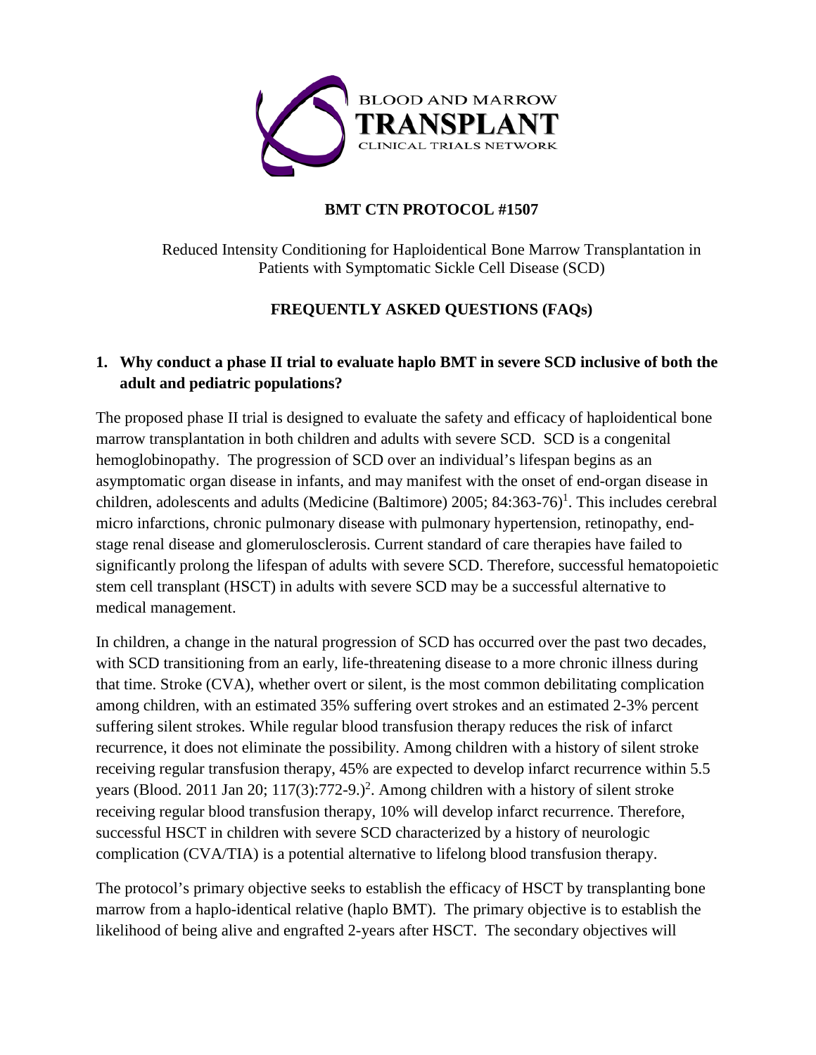# BMT CTN PROTOCOL #1507

Reduced Intensity Conditioning for Haploidentical Bone Marrow Transplantation in Patients with Symptomatic Sickle Cell Disease (SCD)

## FREQUENTLY ASKED QUESTIONS (FAQs)

### 1. Why conduct a phase II trial to evaluate haplo BMT in severe SCD inclusive of both the adult and pediatric populations?

The proposed phase II trial is designed to evaluate the safety and efficacy of haploidentical bone marrow transplantation in both children and adults with severe SCD. SCD is a congenital hemoglobinopathy. The progression of SCD over an individual's lifespan begins as an asymptomatic organ disease in infants, and may manifest with the onset of end-organ disease in children, adolescents and adults (Medicine (Baltimore) 2005; 84:363-76)[1]. This includes cerebral micro infarctions, chronic pulmonary disease with pulmonary hypertension, retinopathy, end-stage renal disease and glomerulosclerosis. Current standard of care therapies have failed to significantly prolong the lifespan of adults with severe SCD. Therefore, successful hematopoietic stem cell transplant (HSCT) in adults with severe SCD may be a successful alternative to medical management.

In children, a change in the natural progression of SCD has occurred over the past two decades, with SCD transitioning from an early, life-threatening disease to a more chronic illness during that time. Stroke (CVA), whether overt or silent, is the most common debilitating complication among children, with an estimated 35% suffering overt strokes and an estimated 2-3% percent suffering silent strokes. While regular blood transfusion therapy reduces the risk of infarct recurrence, it does not eliminate the possibility. Among children with a history of silent stroke receiving regular transfusion therapy, 45% are expected to develop infarct recurrence within 5.5 years (Blood. 2011 Jan 20; 117(3):772-9.)[2]. Among children with a history of silent stroke receiving regular blood transfusion therapy, 10% will develop infarct recurrence. Therefore, successful HSCT in children with severe SCD characterized by a history of neurologic complication (CVA/TIA) is a potential alternative to lifelong blood transfusion therapy.

The protocol's primary objective seeks to establish the efficacy of HSCT by transplanting bone marrow from a haplo-identical relative (haplo BMT). The primary objective is to establish the likelihood of being alive and engrafted 2-years after HSCT. The secondary objectives will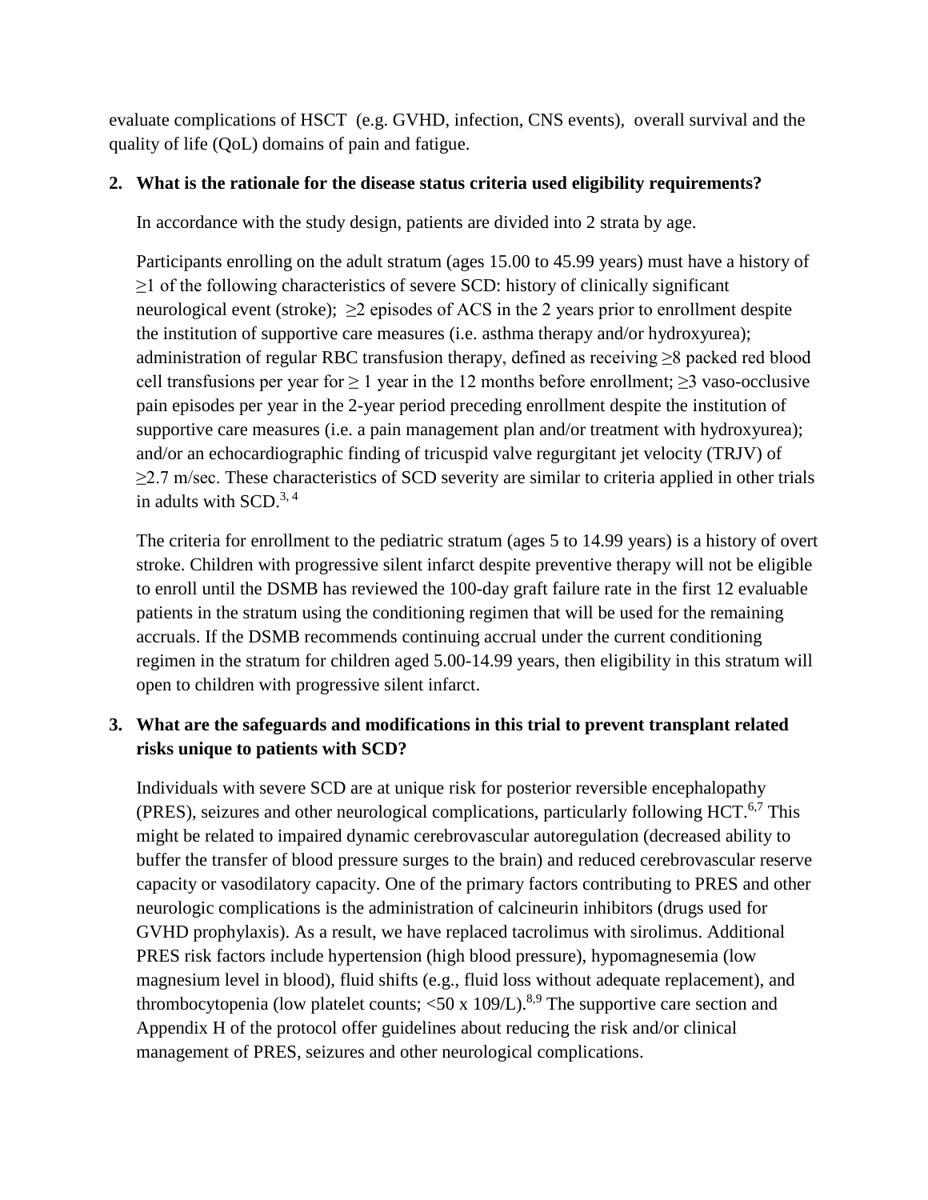evaluate complications of HSCT (e.g. GVHD, infection, CNS events), overall survival and the quality of life (QoL) domains of pain and fatigue.

**2. What is the rationale for the disease status criteria used eligibility requirements?**

In accordance with the study design, patients are divided into 2 strata by age.

Participants enrolling on the adult stratum (ages 15.00 to 45.99 years) must have a history of ≥1 of the following characteristics of severe SCD: history of clinically significant neurological event (stroke); ≥2 episodes of ACS in the 2 years prior to enrollment despite the institution of supportive care measures (i.e. asthma therapy and/or hydroxyurea); administration of regular RBC transfusion therapy, defined as receiving ≥8 packed red blood cell transfusions per year for ≥ 1 year in the 12 months before enrollment; ≥3 vaso-occlusive pain episodes per year in the 2-year period preceding enrollment despite the institution of supportive care measures (i.e. a pain management plan and/or treatment with hydroxyurea); and/or an echocardiographic finding of tricuspid valve regurgitant jet velocity (TRJV) of ≥2.7 m/sec. These characteristics of SCD severity are similar to criteria applied in other trials in adults with SCD.[3, 4]

The criteria for enrollment to the pediatric stratum (ages 5 to 14.99 years) is a history of overt stroke. Children with progressive silent infarct despite preventive therapy will not be eligible to enroll until the DSMB has reviewed the 100-day graft failure rate in the first 12 evaluable patients in the stratum using the conditioning regimen that will be used for the remaining accruals. If the DSMB recommends continuing accrual under the current conditioning regimen in the stratum for children aged 5.00-14.99 years, then eligibility in this stratum will open to children with progressive silent infarct.

**3. What are the safeguards and modifications in this trial to prevent transplant related risks unique to patients with SCD?**

Individuals with severe SCD are at unique risk for posterior reversible encephalopathy (PRES), seizures and other neurological complications, particularly following HCT.[6,7] This might be related to impaired dynamic cerebrovascular autoregulation (decreased ability to buffer the transfer of blood pressure surges to the brain) and reduced cerebrovascular reserve capacity or vasodilatory capacity. One of the primary factors contributing to PRES and other neurologic complications is the administration of calcineurin inhibitors (drugs used for GVHD prophylaxis). As a result, we have replaced tacrolimus with sirolimus. Additional PRES risk factors include hypertension (high blood pressure), hypomagnesemia (low magnesium level in blood), fluid shifts (e.g., fluid loss without adequate replacement), and thrombocytopenia (low platelet counts; <50 x 109/L).[8,9] The supportive care section and Appendix H of the protocol offer guidelines about reducing the risk and/or clinical management of PRES, seizures and other neurological complications.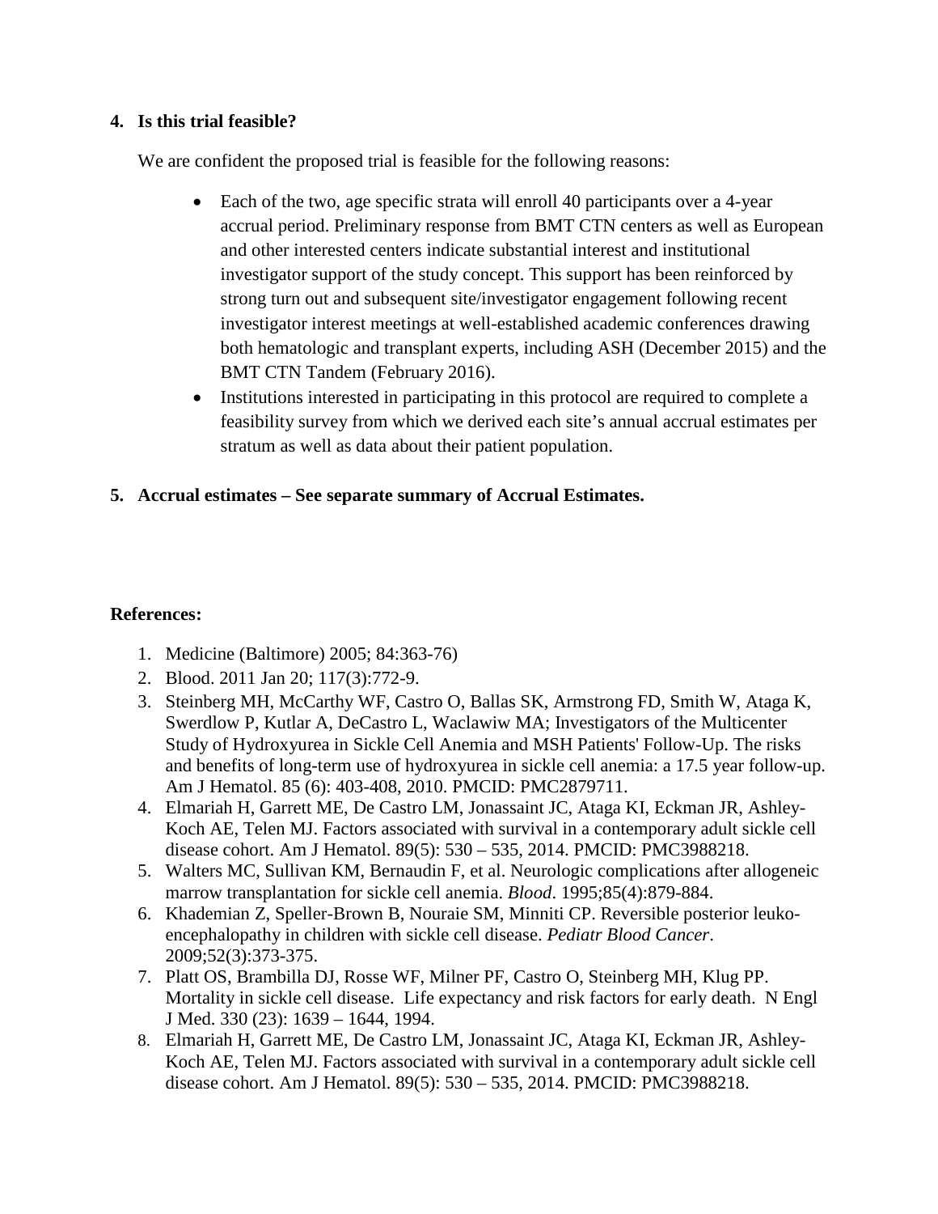**4. Is this trial feasible?**

We are confident the proposed trial is feasible for the following reasons:

- Each of the two, age specific strata will enroll 40 participants over a 4-year accrual period. Preliminary response from BMT CTN centers as well as European and other interested centers indicate substantial interest and institutional investigator support of the study concept. This support has been reinforced by strong turn out and subsequent site/investigator engagement following recent investigator interest meetings at well-established academic conferences drawing both hematologic and transplant experts, including ASH (December 2015) and the BMT CTN Tandem (February 2016).
- Institutions interested in participating in this protocol are required to complete a feasibility survey from which we derived each site's annual accrual estimates per stratum as well as data about their patient population.

**5. Accrual estimates – See separate summary of Accrual Estimates.**

**References:**

1. Medicine (Baltimore) 2005; 84:363-76)
2. Blood. 2011 Jan 20; 117(3):772-9.
3. Steinberg MH, McCarthy WF, Castro O, Ballas SK, Armstrong FD, Smith W, Ataga K, Swerdlow P, Kutlar A, DeCastro L, Waclawiw MA; Investigators of the Multicenter Study of Hydroxyurea in Sickle Cell Anemia and MSH Patients' Follow-Up. The risks and benefits of long-term use of hydroxyurea in sickle cell anemia: a 17.5 year follow-up. Am J Hematol. 85 (6): 403-408, 2010. PMCID: PMC2879711.
4. Elmariah H, Garrett ME, De Castro LM, Jonassaint JC, Ataga KI, Eckman JR, Ashley-Koch AE, Telen MJ. Factors associated with survival in a contemporary adult sickle cell disease cohort. Am J Hematol. 89(5): 530 – 535, 2014. PMCID: PMC3988218.
5. Walters MC, Sullivan KM, Bernaudin F, et al. Neurologic complications after allogeneic marrow transplantation for sickle cell anemia. *Blood*. 1995;85(4):879-884.
6. Khademian Z, Speller-Brown B, Nouraie SM, Minniti CP. Reversible posterior leuko-encephalopathy in children with sickle cell disease. *Pediatr Blood Cancer*. 2009;52(3):373-375.
7. Platt OS, Brambilla DJ, Rosse WF, Milner PF, Castro O, Steinberg MH, Klug PP. Mortality in sickle cell disease. Life expectancy and risk factors for early death. N Engl J Med. 330 (23): 1639 – 1644, 1994.
8. Elmariah H, Garrett ME, De Castro LM, Jonassaint JC, Ataga KI, Eckman JR, Ashley-Koch AE, Telen MJ. Factors associated with survival in a contemporary adult sickle cell disease cohort. Am J Hematol. 89(5): 530 – 535, 2014. PMCID: PMC3988218.